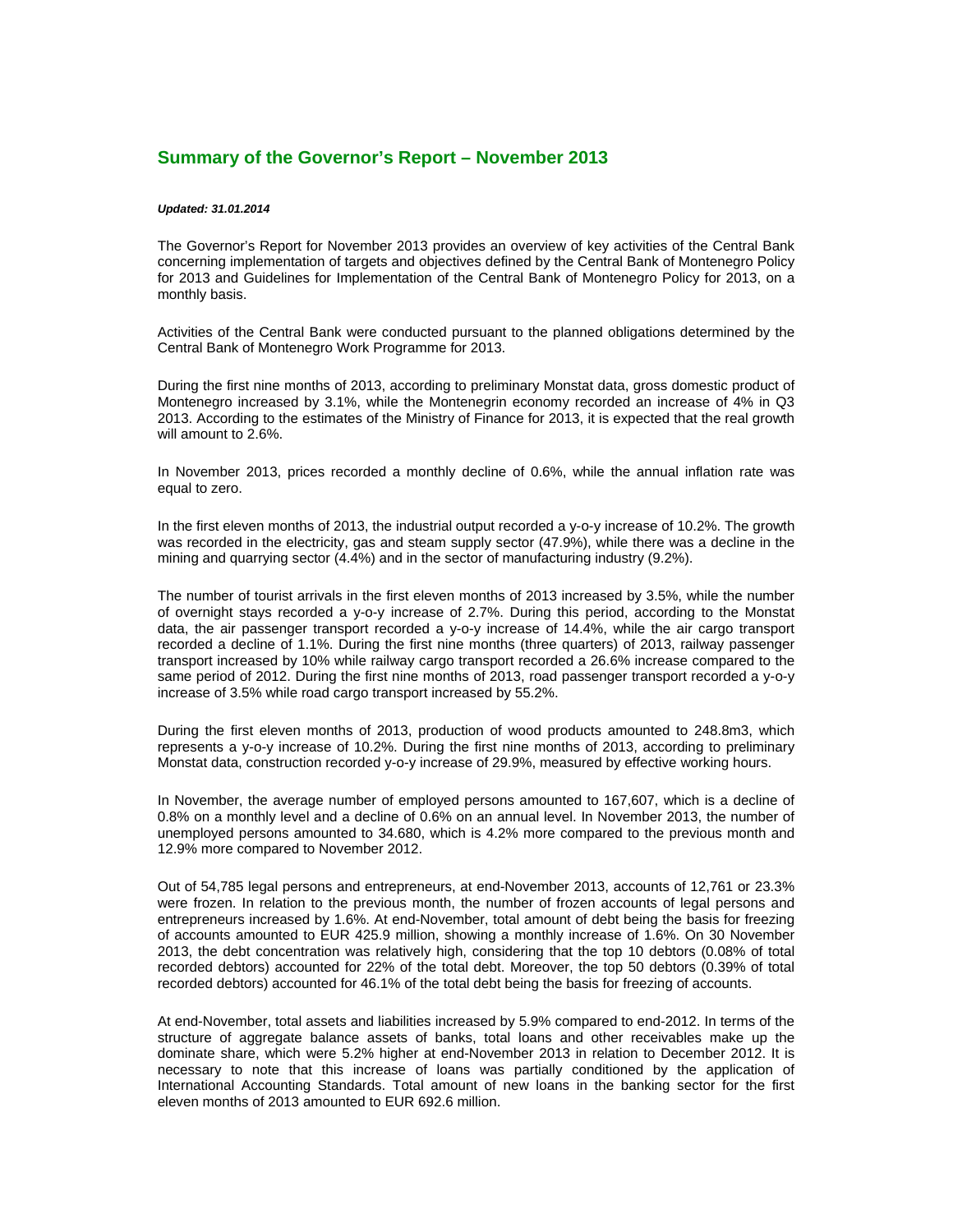# Summary of the Governor's Report – November 2013

***Updated: 31.01.2014***

The Governor's Report for November 2013 provides an overview of key activities of the Central Bank concerning implementation of targets and objectives defined by the Central Bank of Montenegro Policy for 2013 and Guidelines for Implementation of the Central Bank of Montenegro Policy for 2013, on a monthly basis.

Activities of the Central Bank were conducted pursuant to the planned obligations determined by the Central Bank of Montenegro Work Programme for 2013.

During the first nine months of 2013, according to preliminary Monstat data, gross domestic product of Montenegro increased by 3.1%, while the Montenegrin economy recorded an increase of 4% in Q3 2013. According to the estimates of the Ministry of Finance for 2013, it is expected that the real growth will amount to 2.6%.

In November 2013, prices recorded a monthly decline of 0.6%, while the annual inflation rate was equal to zero.

In the first eleven months of 2013, the industrial output recorded a y-o-y increase of 10.2%. The growth was recorded in the electricity, gas and steam supply sector (47.9%), while there was a decline in the mining and quarrying sector (4.4%) and in the sector of manufacturing industry (9.2%).

The number of tourist arrivals in the first eleven months of 2013 increased by 3.5%, while the number of overnight stays recorded a y-o-y increase of 2.7%. During this period, according to the Monstat data, the air passenger transport recorded a y-o-y increase of 14.4%, while the air cargo transport recorded a decline of 1.1%. During the first nine months (three quarters) of 2013, railway passenger transport increased by 10% while railway cargo transport recorded a 26.6% increase compared to the same period of 2012. During the first nine months of 2013, road passenger transport recorded a y-o-y increase of 3.5% while road cargo transport increased by 55.2%.

During the first eleven months of 2013, production of wood products amounted to 248.8m3, which represents a y-o-y increase of 10.2%. During the first nine months of 2013, according to preliminary Monstat data, construction recorded y-o-y increase of 29.9%, measured by effective working hours.

In November, the average number of employed persons amounted to 167,607, which is a decline of 0.8% on a monthly level and a decline of 0.6% on an annual level. In November 2013, the number of unemployed persons amounted to 34.680, which is 4.2% more compared to the previous month and 12.9% more compared to November 2012.

Out of 54,785 legal persons and entrepreneurs, at end-November 2013, accounts of 12,761 or 23.3% were frozen. In relation to the previous month, the number of frozen accounts of legal persons and entrepreneurs increased by 1.6%. At end-November, total amount of debt being the basis for freezing of accounts amounted to EUR 425.9 million, showing a monthly increase of 1.6%. On 30 November 2013, the debt concentration was relatively high, considering that the top 10 debtors (0.08% of total recorded debtors) accounted for 22% of the total debt. Moreover, the top 50 debtors (0.39% of total recorded debtors) accounted for 46.1% of the total debt being the basis for freezing of accounts.

At end-November, total assets and liabilities increased by 5.9% compared to end-2012. In terms of the structure of aggregate balance assets of banks, total loans and other receivables make up the dominate share, which were 5.2% higher at end-November 2013 in relation to December 2012. It is necessary to note that this increase of loans was partially conditioned by the application of International Accounting Standards. Total amount of new loans in the banking sector for the first eleven months of 2013 amounted to EUR 692.6 million.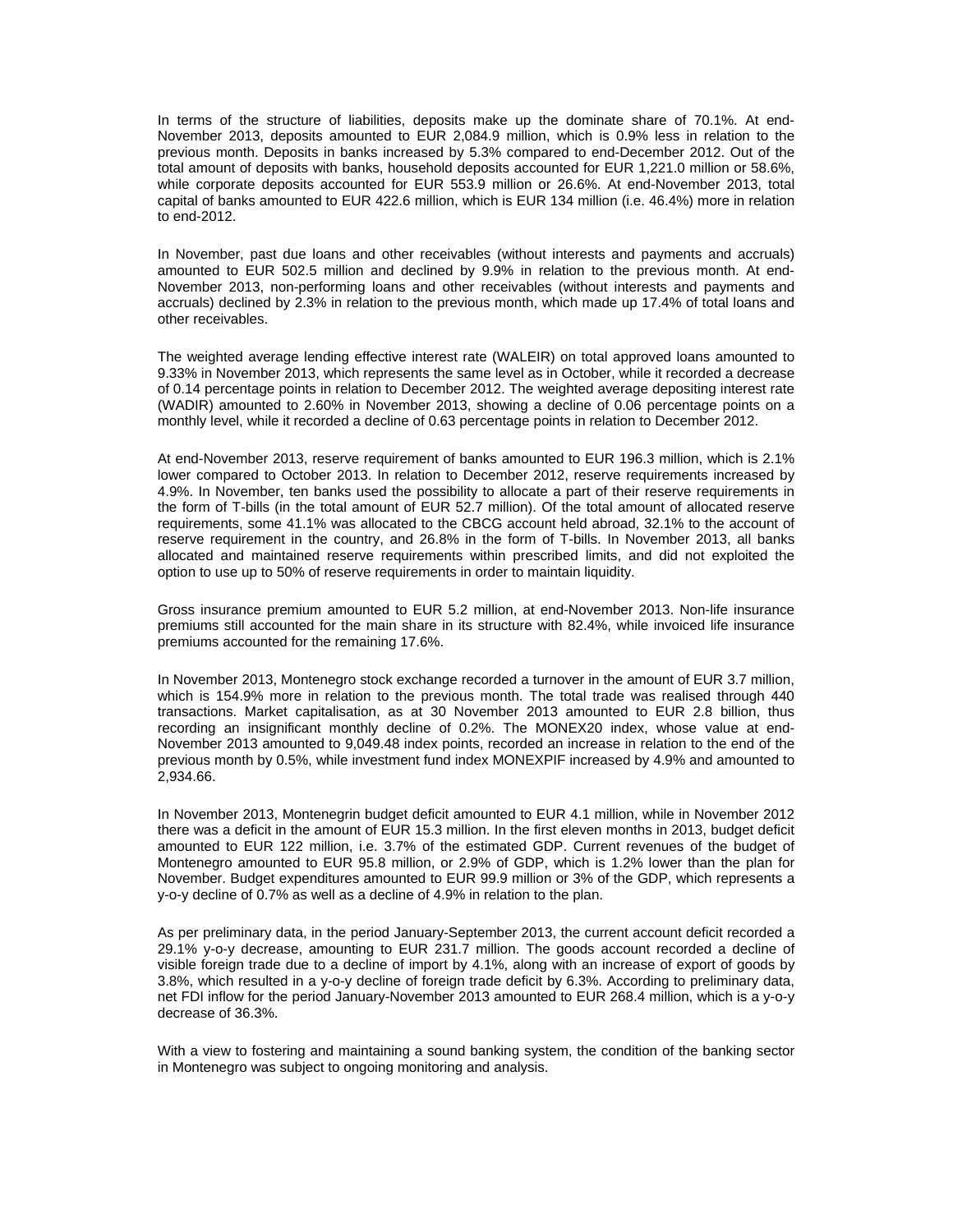In terms of the structure of liabilities, deposits make up the dominate share of 70.1%. At end-November 2013, deposits amounted to EUR 2,084.9 million, which is 0.9% less in relation to the previous month. Deposits in banks increased by 5.3% compared to end-December 2012. Out of the total amount of deposits with banks, household deposits accounted for EUR 1,221.0 million or 58.6%, while corporate deposits accounted for EUR 553.9 million or 26.6%. At end-November 2013, total capital of banks amounted to EUR 422.6 million, which is EUR 134 million (i.e. 46.4%) more in relation to end-2012.

In November, past due loans and other receivables (without interests and payments and accruals) amounted to EUR 502.5 million and declined by 9.9% in relation to the previous month. At end-November 2013, non-performing loans and other receivables (without interests and payments and accruals) declined by 2.3% in relation to the previous month, which made up 17.4% of total loans and other receivables.

The weighted average lending effective interest rate (WALEIR) on total approved loans amounted to 9.33% in November 2013, which represents the same level as in October, while it recorded a decrease of 0.14 percentage points in relation to December 2012. The weighted average depositing interest rate (WADIR) amounted to 2.60% in November 2013, showing a decline of 0.06 percentage points on a monthly level, while it recorded a decline of 0.63 percentage points in relation to December 2012.

At end-November 2013, reserve requirement of banks amounted to EUR 196.3 million, which is 2.1% lower compared to October 2013. In relation to December 2012, reserve requirements increased by 4.9%. In November, ten banks used the possibility to allocate a part of their reserve requirements in the form of T-bills (in the total amount of EUR 52.7 million). Of the total amount of allocated reserve requirements, some 41.1% was allocated to the CBCG account held abroad, 32.1% to the account of reserve requirement in the country, and 26.8% in the form of T-bills. In November 2013, all banks allocated and maintained reserve requirements within prescribed limits, and did not exploited the option to use up to 50% of reserve requirements in order to maintain liquidity.

Gross insurance premium amounted to EUR 5.2 million, at end-November 2013. Non-life insurance premiums still accounted for the main share in its structure with 82.4%, while invoiced life insurance premiums accounted for the remaining 17.6%.

In November 2013, Montenegro stock exchange recorded a turnover in the amount of EUR 3.7 million, which is 154.9% more in relation to the previous month. The total trade was realised through 440 transactions. Market capitalisation, as at 30 November 2013 amounted to EUR 2.8 billion, thus recording an insignificant monthly decline of 0.2%. The MONEX20 index, whose value at end-November 2013 amounted to 9,049.48 index points, recorded an increase in relation to the end of the previous month by 0.5%, while investment fund index MONEXPIF increased by 4.9% and amounted to 2,934.66.

In November 2013, Montenegrin budget deficit amounted to EUR 4.1 million, while in November 2012 there was a deficit in the amount of EUR 15.3 million. In the first eleven months in 2013, budget deficit amounted to EUR 122 million, i.e. 3.7% of the estimated GDP. Current revenues of the budget of Montenegro amounted to EUR 95.8 million, or 2.9% of GDP, which is 1.2% lower than the plan for November. Budget expenditures amounted to EUR 99.9 million or 3% of the GDP, which represents a y-o-y decline of 0.7% as well as a decline of 4.9% in relation to the plan.

As per preliminary data, in the period January-September 2013, the current account deficit recorded a 29.1% y-o-y decrease, amounting to EUR 231.7 million. The goods account recorded a decline of visible foreign trade due to a decline of import by 4.1%, along with an increase of export of goods by 3.8%, which resulted in a y-o-y decline of foreign trade deficit by 6.3%. According to preliminary data, net FDI inflow for the period January-November 2013 amounted to EUR 268.4 million, which is a y-o-y decrease of 36.3%.

With a view to fostering and maintaining a sound banking system, the condition of the banking sector in Montenegro was subject to ongoing monitoring and analysis.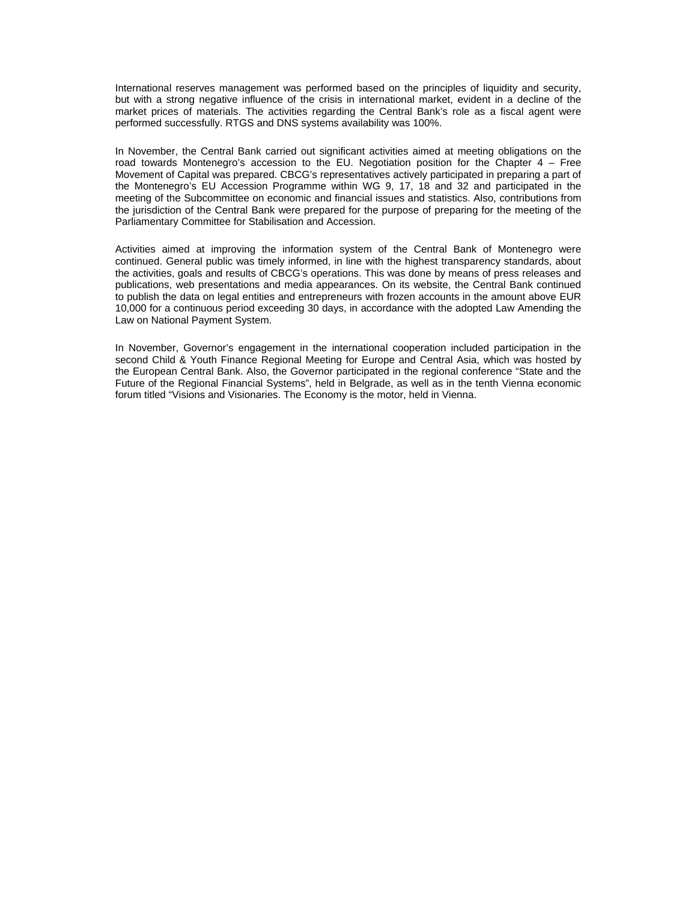International reserves management was performed based on the principles of liquidity and security, but with a strong negative influence of the crisis in international market, evident in a decline of the market prices of materials. The activities regarding the Central Bank's role as a fiscal agent were performed successfully. RTGS and DNS systems availability was 100%.

In November, the Central Bank carried out significant activities aimed at meeting obligations on the road towards Montenegro's accession to the EU. Negotiation position for the Chapter 4 – Free Movement of Capital was prepared. CBCG's representatives actively participated in preparing a part of the Montenegro's EU Accession Programme within WG 9, 17, 18 and 32 and participated in the meeting of the Subcommittee on economic and financial issues and statistics. Also, contributions from the jurisdiction of the Central Bank were prepared for the purpose of preparing for the meeting of the Parliamentary Committee for Stabilisation and Accession.

Activities aimed at improving the information system of the Central Bank of Montenegro were continued. General public was timely informed, in line with the highest transparency standards, about the activities, goals and results of CBCG's operations. This was done by means of press releases and publications, web presentations and media appearances. On its website, the Central Bank continued to publish the data on legal entities and entrepreneurs with frozen accounts in the amount above EUR 10,000 for a continuous period exceeding 30 days, in accordance with the adopted Law Amending the Law on National Payment System.

In November, Governor's engagement in the international cooperation included participation in the second Child & Youth Finance Regional Meeting for Europe and Central Asia, which was hosted by the European Central Bank. Also, the Governor participated in the regional conference "State and the Future of the Regional Financial Systems", held in Belgrade, as well as in the tenth Vienna economic forum titled "Visions and Visionaries. The Economy is the motor, held in Vienna.